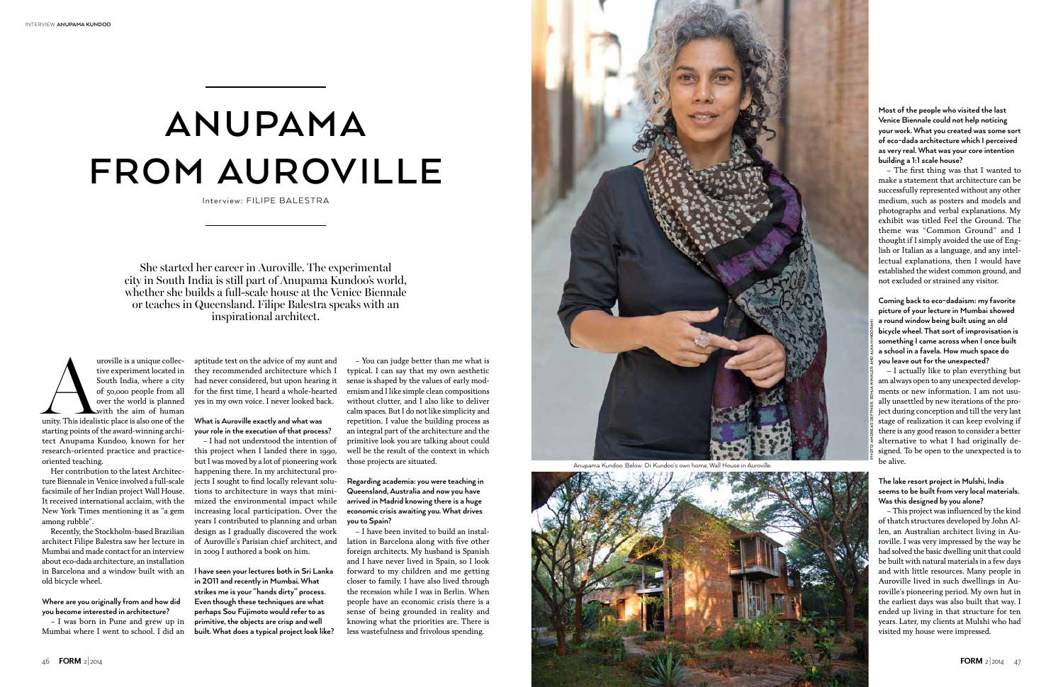# ANUPAMA FROM AUROVILLE

Interview: FILIPE BALESTRA

She started her career in Auroville. The experimental city in South India is still part of Anupama Kundoo's world, whether she builds a full-scale house at the Venice Biennale or teaches in Queensland. Filipe Balestra speaks with an inspirational architect.

Auroville is a unique collective experiment located in South India, where a city of 50,000 people from all over the world is planned with the aim of human unity. This idealistic place is also one of the starting points of the award-winning architect Anupama Kundoo, known for her research-oriented practice and practice-oriented teaching.

Her contribution to the latest Architecture Biennale in Venice involved a full-scale facsimile of her Indian project Wall House. It received international acclaim, with the New York Times mentioning it as "a gem among rubble".

Recently, the Stockholm-based Brazilian architect Filipe Balestra saw her lecture in Mumbai and made contact for an interview about eco-dada architecture, an installation in Barcelona and a window built with an old bicycle wheel.

**Where are you originally from and how did you become interested in architecture?**

– I was born in Pune and grew up in Mumbai where I went to school. I did an aptitude test on the advice of my aunt and they recommended architecture which I had never considered, but upon hearing it for the first time, I heard a whole-hearted yes in my own voice. I never looked back.

**What is Auroville exactly and what was your role in the execution of that process?**

– I had not understood the intention of this project when I landed there in 1990, but I was moved by a lot of pioneering work happening there. In my architectural projects I sought to find locally relevant solutions to architecture in ways that minimized the environmental impact while increasing local participation. Over the years I contributed to planning and urban design as I gradually discovered the work of Auroville's Parisian chief architect, and in 2009 I authored a book on him.

**I have seen your lectures both in Sri Lanka in 2011 and recently in Mumbai. What strikes me is your "hands dirty" process. Even though these techniques are what perhaps Sou Fujimoto would refer to as primitive, the objects are crisp and well built. What does a typical project look like?**

– You can judge better than me what is typical. I can say that my own aesthetic sense is shaped by the values of early modernism and I like simple clean compositions without clutter, and I also like to deliver calm spaces. But I do not like simplicity and repetition. I value the building process as an integral part of the architecture and the primitive look you are talking about could well be the result of the context in which those projects are situated.

**Regarding academia: you were teaching in Queensland, Australia and now you have arrived in Madrid knowing there is a huge economic crisis awaiting you. What drives you to Spain?**

– I have been invited to build an installation in Barcelona along with five other foreign architects. My husband is Spanish and I have never lived in Spain, so I look forward to my children and me getting closer to family. I have also lived through the recession while I was in Berlin. When people have an economic crisis there is a sense of being grounded in reality and knowing what the priorities are. There is less wastefulness and frivolous spending.

Anupama Kundoo. Below: Dr Kundoo's own home, Wall House in Auroville.

PHOTO ANDREAS DEFFNER, SONJA WINKLER AND AURA HINDRANI

**Most of the people who visited the last Venice Biennale could not help noticing your work. What you created was some sort of eco-dada architecture which I perceived as very real. What was your core intention building a 1:1 scale house?**

– The first thing was that I wanted to make a statement that architecture can be successfully represented without any other medium, such as posters and models and photographs and verbal explanations. My exhibit was titled Feel the Ground. The theme was "Common Ground" and I thought if I simply avoided the use of English or Italian as a language, and any intellectual explanations, then I would have established the widest common ground, and not excluded or strained any visitor.

**Coming back to eco-dadaism: my favorite picture of your lecture in Mumbai showed a round window being built using an old bicycle wheel. That sort of improvisation is something I came across when I once built a school in a favela. How much space do you leave out for the unexpected?**

– I actually like to plan everything but am always open to any unexpected developments or new information. I am not usually unsettled by new iterations of the project during conception and till the very last stage of realization it can keep evolving if there is any good reason to consider a better alternative to what I had originally designed. To be open to the unexpected is to be alive.

**The lake resort project in Mulshi, India seems to be built from very local materials. Was this designed by you alone?**

– This project was influenced by the kind of thatch structures developed by John Allen, an Australian architect living in Auroville. I was very impressed by the way he had solved the basic dwelling unit that could be built with natural materials in a few days and with little resources. Many people in Auroville lived in such dwellings in Auroville's pioneering period. My own hut in the earliest days was also built that way. I ended up living in that structure for ten years. Later, my clients at Mulshi who had visited my house were impressed.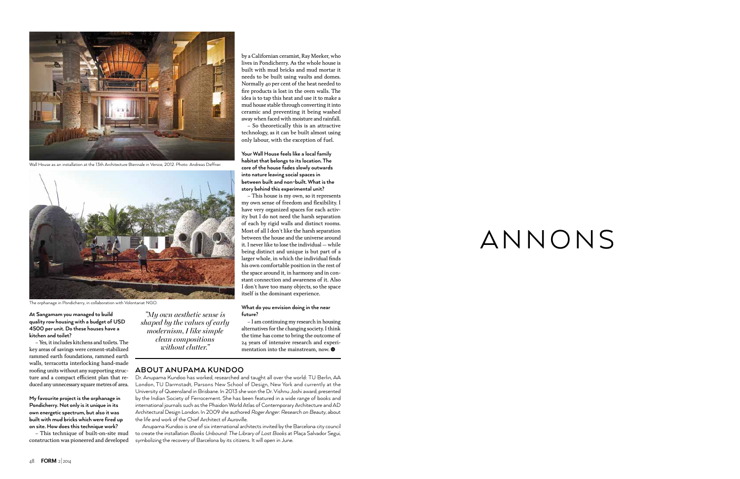Wall House as an installation at the 13th Architecture Biennale in Venice, 2012. Photo: Andreas Deffner.

The orphanage in Pondicherry, in collaboration with Volontariat NGO.

**At Sangamam you managed to build quality row housing with a budget of USD 4500 per unit. Do these houses have a kitchen and toilet?**

– Yes, it includes kitchens and toilets. The key areas of savings were cement-stabilized rammed earth foundations, rammed earth walls, terracotta interlocking hand-made roofing units without any supporting structure and a compact efficient plan that reduced any unnecessary square metres of area.

**My favourite project is the orphanage in Pondicherry. Not only is it unique in its own energetic spectrum, but also it was built with mud bricks which were fired up on site. How does this technique work?**

– This technique of built-on-site mud construction was pioneered and developed by a Californian ceramist, Ray Meeker, who lives in Pondicherry. As the whole house is built with mud bricks and mud mortar it needs to be built using vaults and domes. Normally 40 per cent of the heat needed to fire products is lost in the oven walls. The idea is to tap this heat and use it to make a mud house stable through converting it into ceramic and preventing it being washed away when faced with moisture and rainfall.

– So theoretically this is an attractive technology, as it can be built almost using only labour, with the exception of fuel.

*"My own aesthetic sense is shaped by the values of early modernism, I like simple clean compositions without clutter."*

**Your Wall House feels like a local family habitat that belongs to its location. The core of the house fades slowly outwards into nature leaving social spaces in between built and non-built. What is the story behind this experimental unit?**

– This house is my own, so it represents my own sense of freedom and flexibility. I have very organized spaces for each activity but I do not need the harsh separation of each by rigid walls and distinct rooms. Most of all I don't like the harsh separation between the house and the universe around it. I never like to lose the individual — while being distinct and unique is but part of a larger whole, in which the individual finds his own comfortable position in the rest of the space around it, in harmony and in constant connection and awareness of it. Also I don't have too many objects, so the space itself is the dominant experience.

**What do you envision doing in the near future?**

– I am continuing my research in housing alternatives for the changing society. I think the time has come to bring the outcome of 24 years of intensive research and experimentation into the mainstream, now.

## ABOUT ANUPAMA KUNDOO

Dr. Anupama Kundoo has worked, researched and taught all over the world: TU Berlin, AA London, TU Darmstadt, Parsons New School of Design, New York and currently at the University of Queensland in Brisbane. In 2013 she won the Dr. Vishnu Joshi award, presented by the Indian Society of Ferrocement. She has been featured in a wide range of books and international journals such as the Phaidon World Atlas of Contemporary Architecture and AD Architectural Design London. In 2009 she authored *Roger Anger: Research on Beauty*, about the life and work of the Chief Architect of Auroville.

Anupama Kundoo is one of six international architects invited by the Barcelona city council to create the installation *Books Unbound: The Library of Lost Books* at Plaça Salvador Seguí, symbolizing the recovery of Barcelona by its citizens. It will open in June.

ANNONS